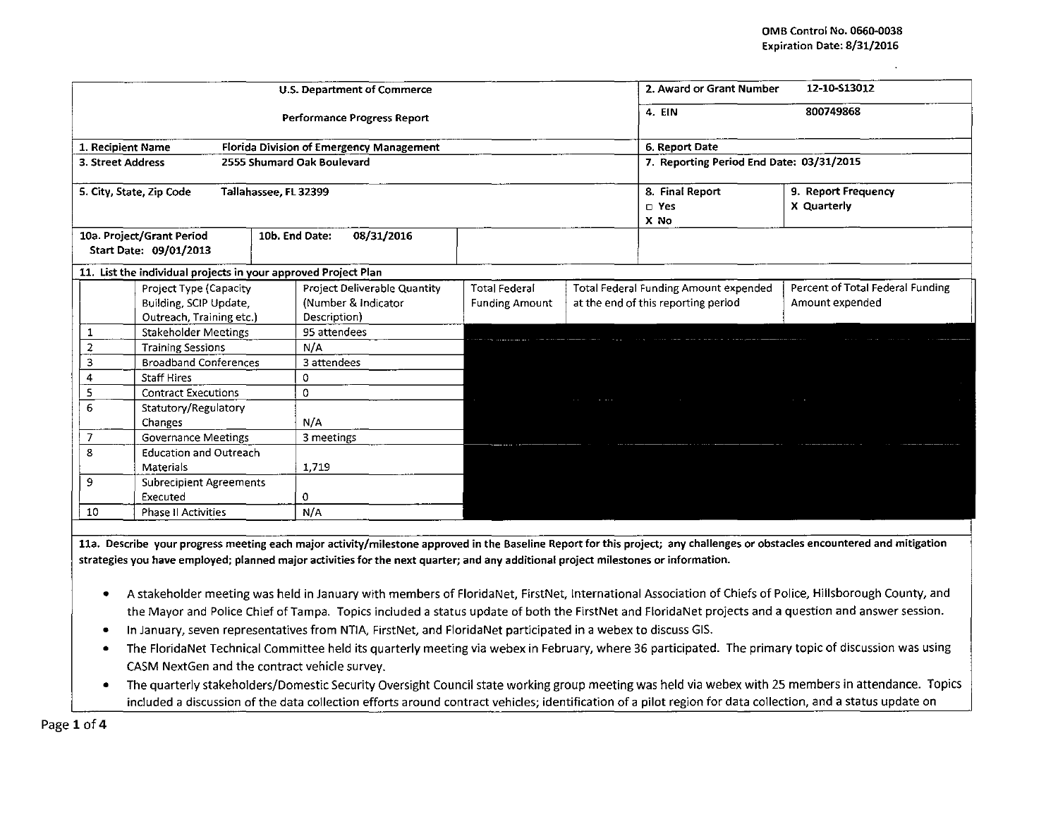OMB Control No. 0660-0038
Expiration Date: 8/31/2016

| U.S. Department of Commerce | | 2. Award or Grant Number | 12-10-S13012 |
|---|---|---|---|
| Performance Progress Report | | 4. EIN | 800749868 |
| 1. Recipient Name | Florida Division of Emergency Management | 6. Report Date | |
| 3. Street Address | 2555 Shumard Oak Boulevard | 7. Reporting Period End Date: 03/31/2015 | |
| 5. City, State, Zip Code | Tallahassee, FL 32399 | 8. Final Report<br>□ Yes<br>X No | 9. Report Frequency<br>X Quarterly |
| 10a. Project/Grant Period Start Date: 09/01/2013 | 10b. End Date: 08/31/2016 | | |

**11. List the individual projects in your approved Project Plan**

| | Project Type (Capacity Building, SCIP Update, Outreach, Training etc.) | Project Deliverable Quantity (Number & Indicator Description) | Total Federal Funding Amount | Total Federal Funding Amount expended at the end of this reporting period | Percent of Total Federal Funding Amount expended |
|---|---|---|---|---|---|
| 1 | Stakeholder Meetings | 95 attendees | | | |
| 2 | Training Sessions | N/A | | | |
| 3 | Broadband Conferences | 3 attendees | | | |
| 4 | Staff Hires | 0 | | | |
| 5 | Contract Executions | 0 | | | |
| 6 | Statutory/Regulatory Changes | N/A | | | |
| 7 | Governance Meetings | 3 meetings | | | |
| 8 | Education and Outreach Materials | 1,719 | | | |
| 9 | Subrecipient Agreements Executed | 0 | | | |
| 10 | Phase II Activities | N/A | | | |

**11a. Describe your progress meeting each major activity/milestone approved in the Baseline Report for this project; any challenges or obstacles encountered and mitigation strategies you have employed; planned major activities for the next quarter; and any additional project milestones or information.**

- A stakeholder meeting was held in January with members of FloridaNet, FirstNet, International Association of Chiefs of Police, Hillsborough County, and the Mayor and Police Chief of Tampa. Topics included a status update of both the FirstNet and FloridaNet projects and a question and answer session.
- In January, seven representatives from NTIA, FirstNet, and FloridaNet participated in a webex to discuss GIS.
- The FloridaNet Technical Committee held its quarterly meeting via webex in February, where 36 participated. The primary topic of discussion was using CASM NextGen and the contract vehicle survey.
- The quarterly stakeholders/Domestic Security Oversight Council state working group meeting was held via webex with 25 members in attendance. Topics included a discussion of the data collection efforts around contract vehicles; identification of a pilot region for data collection, and a status update on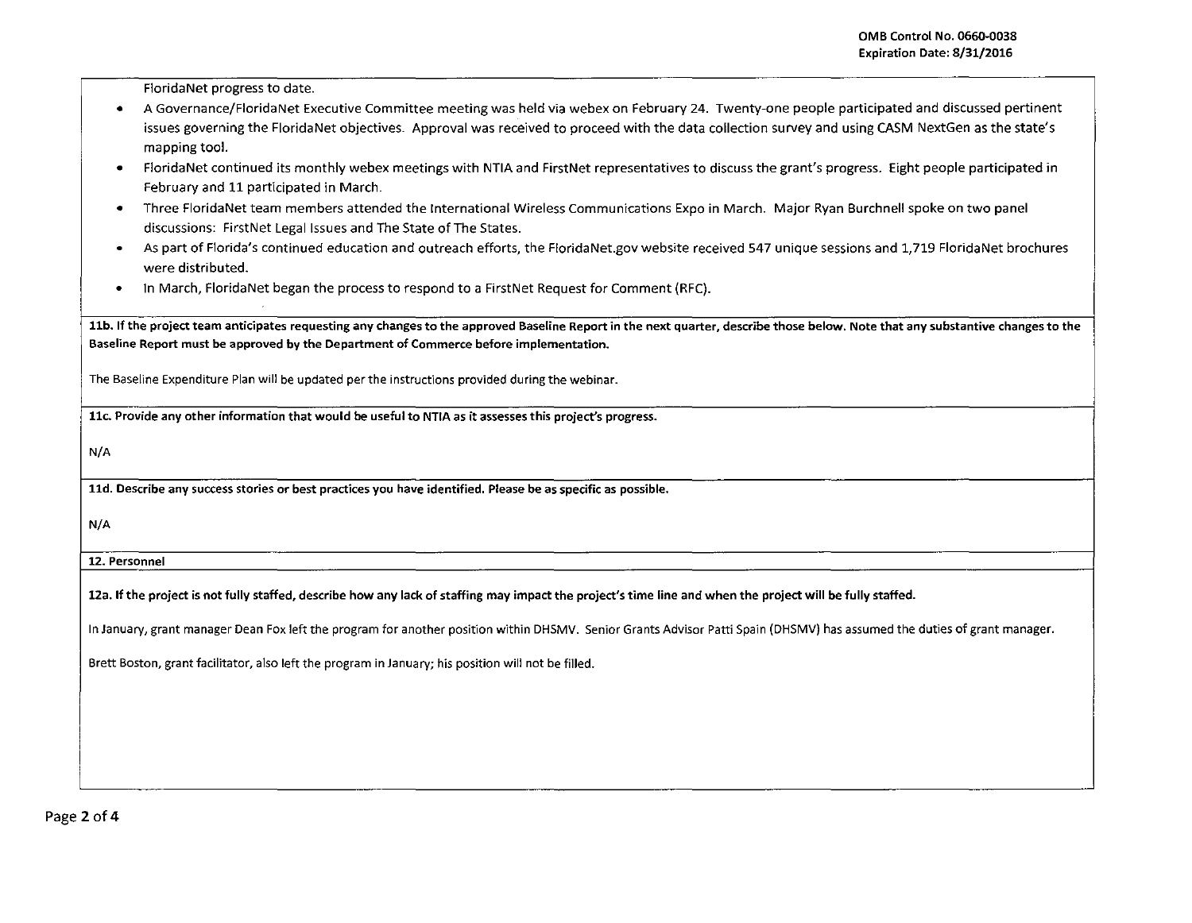FloridaNet progress to date.

- A Governance/FloridaNet Executive Committee meeting was held via webex on February 24. Twenty-one people participated and discussed pertinent issues governing the FloridaNet objectives. Approval was received to proceed with the data collection survey and using CASM NextGen as the state's mapping tool.
- FloridaNet continued its monthly webex meetings with NTIA and FirstNet representatives to discuss the grant's progress. Eight people participated in February and 11 participated in March.
- Three FloridaNet team members attended the International Wireless Communications Expo in March. Major Ryan Burchnell spoke on two panel discussions: FirstNet Legal Issues and The State of The States.
- As part of Florida's continued education and outreach efforts, the FloridaNet.gov website received 547 unique sessions and 1,719 FloridaNet brochures were distributed.
- In March, FloridaNet began the process to respond to a FirstNet Request for Comment (RFC).

**11b. If the project team anticipates requesting any changes to the approved Baseline Report in the next quarter, describe those below. Note that any substantive changes to the Baseline Report must be approved by the Department of Commerce before implementation.**

The Baseline Expenditure Plan will be updated per the instructions provided during the webinar.

**11c. Provide any other information that would be useful to NTIA as it assesses this project's progress.**

N/A

**11d. Describe any success stories or best practices you have identified. Please be as specific as possible.**

N/A

**12. Personnel**

**12a. If the project is not fully staffed, describe how any lack of staffing may impact the project's time line and when the project will be fully staffed.**

In January, grant manager Dean Fox left the program for another position within DHSMV. Senior Grants Advisor Patti Spain (DHSMV) has assumed the duties of grant manager.

Brett Boston, grant facilitator, also left the program in January; his position will not be filled.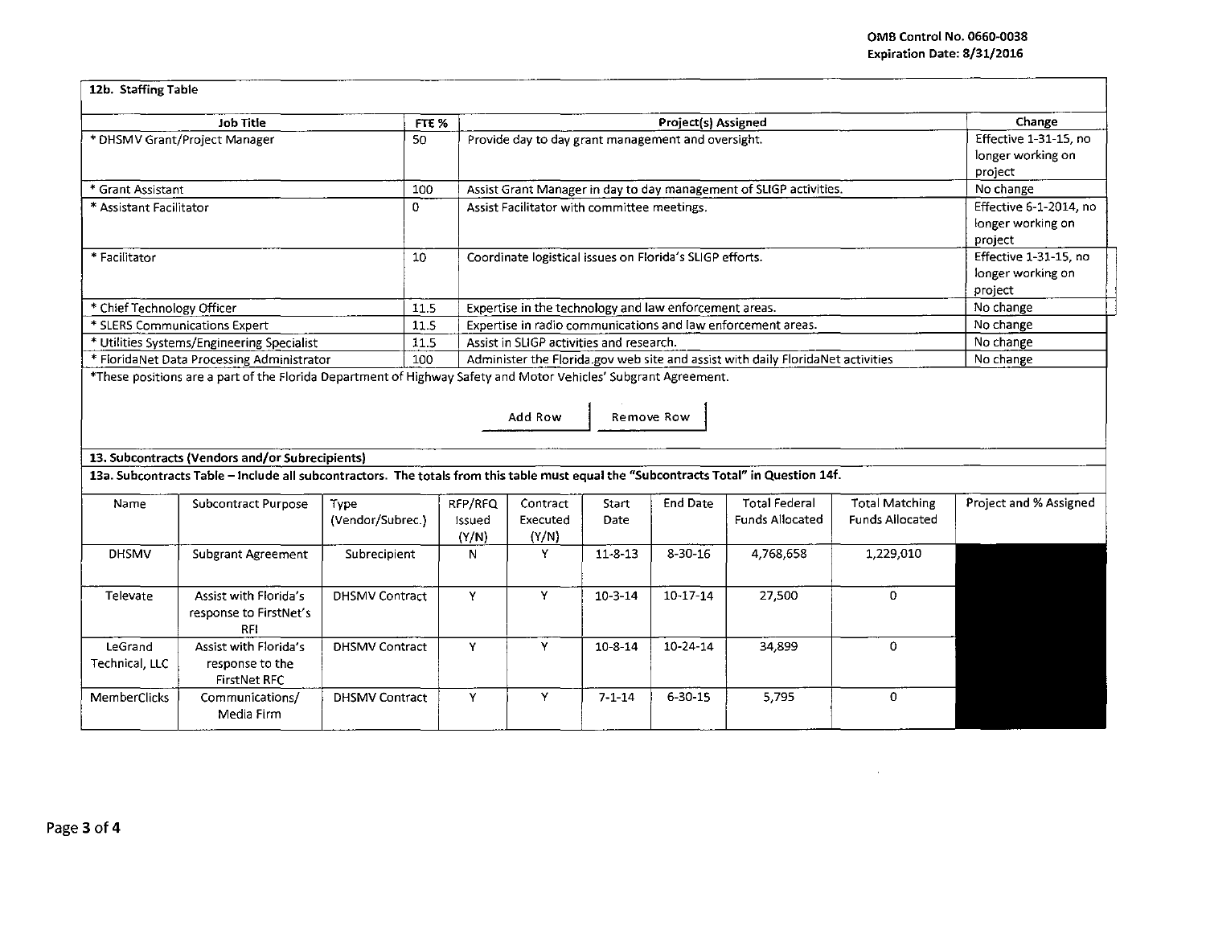### 12b. Staffing Table

| Job Title | FTE % | Project(s) Assigned | Change |
|---|---|---|---|
| * DHSMV Grant/Project Manager | 50 | Provide day to day grant management and oversight. | Effective 1-31-15, no longer working on project |
| * Grant Assistant | 100 | Assist Grant Manager in day to day management of SLIGP activities. | No change |
| * Assistant Facilitator | 0 | Assist Facilitator with committee meetings. | Effective 6-1-2014, no longer working on project |
| * Facilitator | 10 | Coordinate logistical issues on Florida's SLIGP efforts. | Effective 1-31-15, no longer working on project |
| * Chief Technology Officer | 11.5 | Expertise in the technology and law enforcement areas. | No change |
| * SLERS Communications Expert | 11.5 | Expertise in radio communications and law enforcement areas. | No change |
| * Utilities Systems/Engineering Specialist | 11.5 | Assist in SLIGP activities and research. | No change |
| * FloridaNet Data Processing Administrator | 100 | Administer the Florida.gov web site and assist with daily FloridaNet activities | No change |

*These positions are a part of the Florida Department of Highway Safety and Motor Vehicles' Subgrant Agreement.

Add Row | Remove Row

### 13. Subcontracts (Vendors and/or Subrecipients)

**13a. Subcontracts Table – Include all subcontractors. The totals from this table must equal the "Subcontracts Total" in Question 14f.**

| Name | Subcontract Purpose | Type (Vendor/Subrec.) | RFP/RFQ Issued (Y/N) | Contract Executed (Y/N) | Start Date | End Date | Total Federal Funds Allocated | Total Matching Funds Allocated | Project and % Assigned |
|---|---|---|---|---|---|---|---|---|---|
| DHSMV | Subgrant Agreement | Subrecipient | N | Y | 11-8-13 | 8-30-16 | 4,768,658 | 1,229,010 | |
| Televate | Assist with Florida's response to FirstNet's RFI | DHSMV Contract | Y | Y | 10-3-14 | 10-17-14 | 27,500 | 0 | |
| LeGrand Technical, LLC | Assist with Florida's response to the FirstNet RFC | DHSMV Contract | Y | Y | 10-8-14 | 10-24-14 | 34,899 | 0 | |
| MemberClicks | Communications/ Media Firm | DHSMV Contract | Y | Y | 7-1-14 | 6-30-15 | 5,795 | 0 | |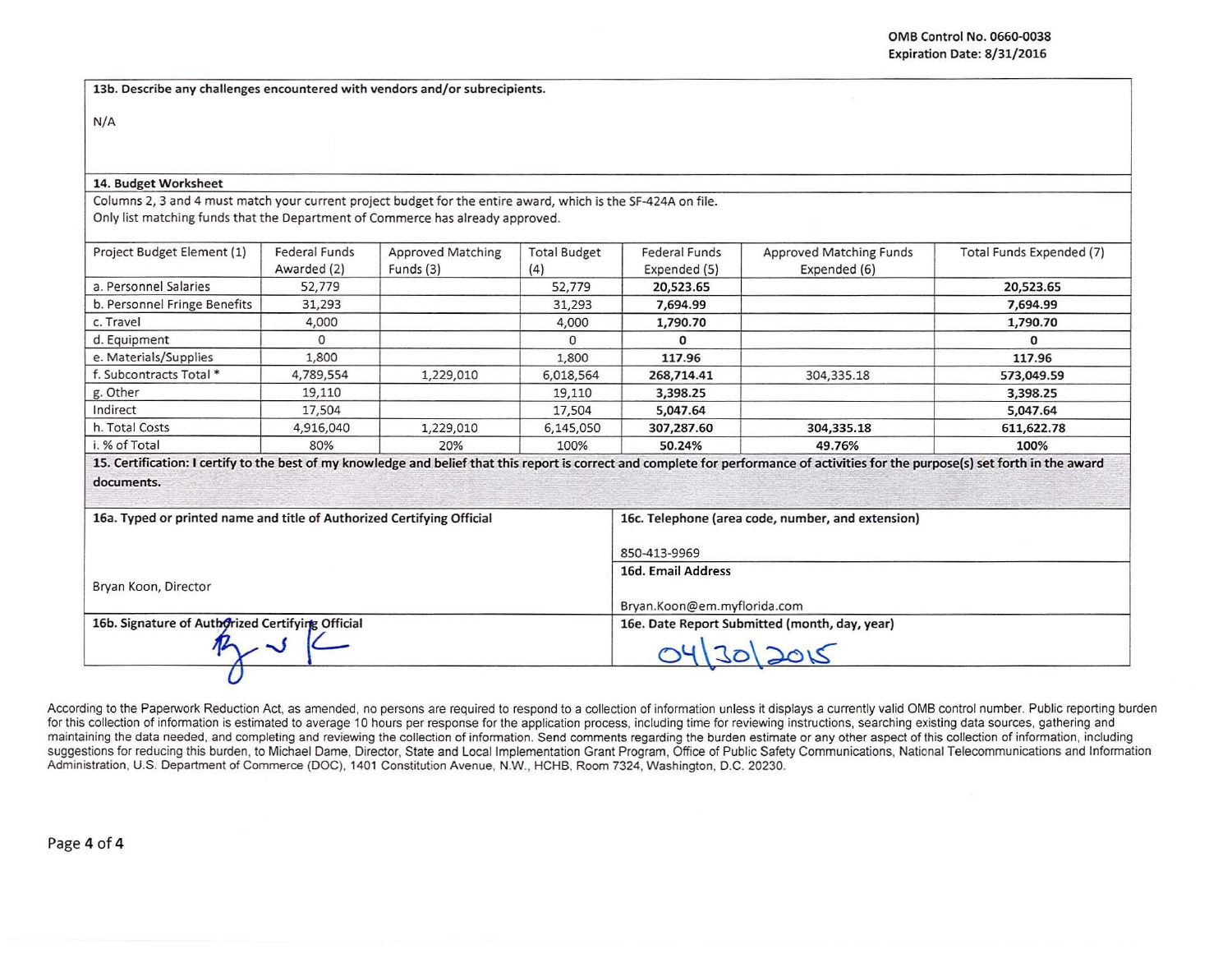OMB Control No. 0660-0038
Expiration Date: 8/31/2016

**13b. Describe any challenges encountered with vendors and/or subrecipients.**

N/A

**14. Budget Worksheet**

Columns 2, 3 and 4 must match your current project budget for the entire award, which is the SF-424A on file.
Only list matching funds that the Department of Commerce has already approved.

| Project Budget Element (1) | Federal Funds Awarded (2) | Approved Matching Funds (3) | Total Budget (4) | Federal Funds Expended (5) | Approved Matching Funds Expended (6) | Total Funds Expended (7) |
|---|---|---|---|---|---|---|
| a. Personnel Salaries | 52,779 | | 52,779 | **20,523.65** | | **20,523.65** |
| b. Personnel Fringe Benefits | 31,293 | | 31,293 | **7,694.99** | | **7,694.99** |
| c. Travel | 4,000 | | 4,000 | **1,790.70** | | **1,790.70** |
| d. Equipment | 0 | | 0 | **0** | | **0** |
| e. Materials/Supplies | 1,800 | | 1,800 | **117.96** | | **117.96** |
| f. Subcontracts Total * | 4,789,554 | 1,229,010 | 6,018,564 | **268,714.41** | 304,335.18 | **573,049.59** |
| g. Other | 19,110 | | 19,110 | **3,398.25** | | **3,398.25** |
| Indirect | 17,504 | | 17,504 | **5,047.64** | | **5,047.64** |
| h. Total Costs | 4,916,040 | 1,229,010 | 6,145,050 | **307,287.60** | **304,335.18** | **611,622.78** |
| i. % of Total | 80% | 20% | 100% | **50.24%** | **49.76%** | **100%** |

**15. Certification: I certify to the best of my knowledge and belief that this report is correct and complete for performance of activities for the purpose(s) set forth in the award documents.**

| | |
|---|---|
| **16a. Typed or printed name and title of Authorized Certifying Official**<br><br>Bryan Koon, Director | **16c. Telephone (area code, number, and extension)**<br><br>850-413-9969 |
| | **16d. Email Address**<br><br>Bryan.Koon@em.myflorida.com |
| **16b. Signature of Authorized Certifying Official**<br><br>[Signature] | **16e. Date Report Submitted (month, day, year)**<br><br>04/30/2015 |

According to the Paperwork Reduction Act, as amended, no persons are required to respond to a collection of information unless it displays a currently valid OMB control number. Public reporting burden for this collection of information is estimated to average 10 hours per response for the application process, including time for reviewing instructions, searching existing data sources, gathering and maintaining the data needed, and completing and reviewing the collection of information. Send comments regarding the burden estimate or any other aspect of this collection of information, including suggestions for reducing this burden, to Michael Dame, Director, State and Local Implementation Grant Program, Office of Public Safety Communications, National Telecommunications and Information Administration, U.S. Department of Commerce (DOC), 1401 Constitution Avenue, N.W., HCHB, Room 7324, Washington, D.C. 20230.